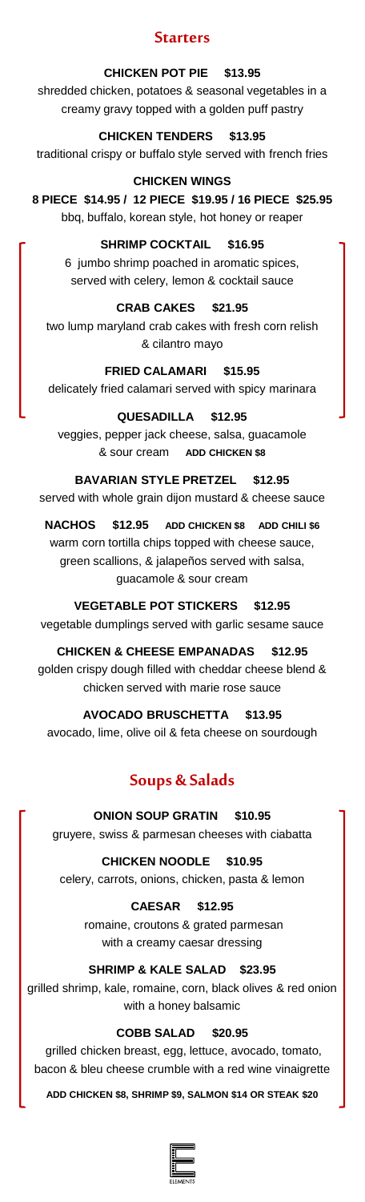## Starters

**CHICKEN POT PIE $13.95**
shredded chicken, potatoes & seasonal vegetables in a creamy gravy topped with a golden puff pastry

**CHICKEN TENDERS $13.95**
traditional crispy or buffalo style served with french fries

**CHICKEN WINGS**
**8 PIECE $14.95 / 12 PIECE $19.95 / 16 PIECE $25.95**
bbq, buffalo, korean style, hot honey or reaper

**SHRIMP COCKTAIL $16.95**
6 jumbo shrimp poached in aromatic spices, served with celery, lemon & cocktail sauce

**CRAB CAKES $21.95**
two lump maryland crab cakes with fresh corn relish & cilantro mayo

**FRIED CALAMARI $15.95**
delicately fried calamari served with spicy marinara

**QUESADILLA $12.95**
veggies, pepper jack cheese, salsa, guacamole & sour cream **ADD CHICKEN $8**

**BAVARIAN STYLE PRETZEL $12.95**
served with whole grain dijon mustard & cheese sauce

**NACHOS $12.95** **ADD CHICKEN $8** **ADD CHILI $6**
warm corn tortilla chips topped with cheese sauce, green scallions, & jalapeños served with salsa, guacamole & sour cream

**VEGETABLE POT STICKERS $12.95**
vegetable dumplings served with garlic sesame sauce

**CHICKEN & CHEESE EMPANADAS $12.95**
golden crispy dough filled with cheddar cheese blend & chicken served with marie rose sauce

**AVOCADO BRUSCHETTA $13.95**
avocado, lime, olive oil & feta cheese on sourdough

## Soups & Salads

**ONION SOUP GRATIN $10.95**
gruyere, swiss & parmesan cheeses with ciabatta

**CHICKEN NOODLE $10.95**
celery, carrots, onions, chicken, pasta & lemon

**CAESAR $12.95**
romaine, croutons & grated parmesan with a creamy caesar dressing

**SHRIMP & KALE SALAD $23.95**
grilled shrimp, kale, romaine, corn, black olives & red onion with a honey balsamic

**COBB SALAD $20.95**
grilled chicken breast, egg, lettuce, avocado, tomato, bacon & bleu cheese crumble with a red wine vinaigrette

**ADD CHICKEN $8, SHRIMP $9, SALMON $14 OR STEAK $20**

ELEMENTS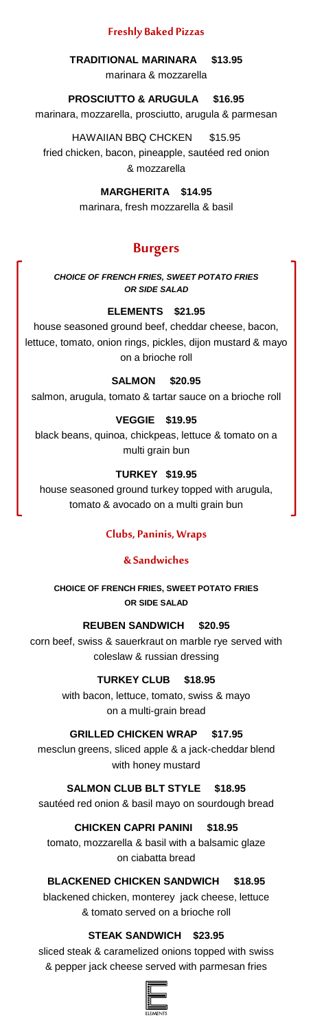## Freshly Baked Pizzas

**TRADITIONAL MARINARA $13.95**

marinara & mozzarella

**PROSCIUTTO & ARUGULA $16.95**

marinara, mozzarella, prosciutto, arugula & parmesan

HAWAIIAN BBQ CHCKEN $15.95

fried chicken, bacon, pineapple, sautéed red onion & mozzarella

**MARGHERITA $14.95**

marinara, fresh mozzarella & basil

## Burgers

***CHOICE OF FRENCH FRIES, SWEET POTATO FRIES OR SIDE SALAD***

**ELEMENTS $21.95**

house seasoned ground beef, cheddar cheese, bacon, lettuce, tomato, onion rings, pickles, dijon mustard & mayo on a brioche roll

**SALMON $20.95**

salmon, arugula, tomato & tartar sauce on a brioche roll

**VEGGIE $19.95**

black beans, quinoa, chickpeas, lettuce & tomato on a multi grain bun

**TURKEY $19.95**

house seasoned ground turkey topped with arugula, tomato & avocado on a multi grain bun

## Clubs, Paninis, Wraps & Sandwiches

**CHOICE OF FRENCH FRIES, SWEET POTATO FRIES OR SIDE SALAD**

**REUBEN SANDWICH $20.95**

corn beef, swiss & sauerkraut on marble rye served with coleslaw & russian dressing

**TURKEY CLUB $18.95**

with bacon, lettuce, tomato, swiss & mayo on a multi-grain bread

**GRILLED CHICKEN WRAP $17.95**

mesclun greens, sliced apple & a jack-cheddar blend with honey mustard

**SALMON CLUB BLT STYLE $18.95**

sautéed red onion & basil mayo on sourdough bread

**CHICKEN CAPRI PANINI $18.95**

tomato, mozzarella & basil with a balsamic glaze on ciabatta bread

**BLACKENED CHICKEN SANDWICH $18.95**

blackened chicken, monterey jack cheese, lettuce & tomato served on a brioche roll

**STEAK SANDWICH $23.95**

sliced steak & caramelized onions topped with swiss & pepper jack cheese served with parmesan fries

ELEMENTS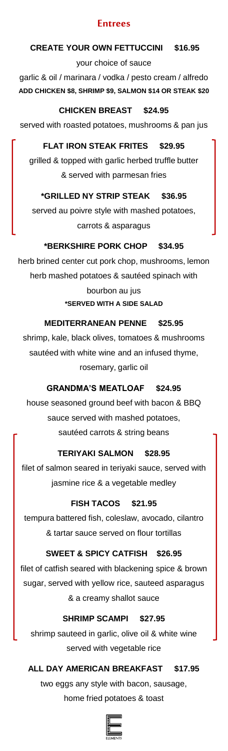## Entrees

### CREATE YOUR OWN FETTUCCINI $16.95

your choice of sauce

garlic & oil / marinara / vodka / pesto cream / alfredo

**ADD CHICKEN $8, SHRIMP $9, SALMON $14 OR STEAK $20**

### CHICKEN BREAST $24.95

served with roasted potatoes, mushrooms & pan jus

### FLAT IRON STEAK FRITES $29.95

grilled & topped with garlic herbed truffle butter & served with parmesan fries

### *GRILLED NY STRIP STEAK $36.95

served au poivre style with mashed potatoes, carrots & asparagus

### *BERKSHIRE PORK CHOP $34.95

herb brined center cut pork chop, mushrooms, lemon herb mashed potatoes & sautéed spinach with bourbon au jus

**\*SERVED WITH A SIDE SALAD**

### MEDITERRANEAN PENNE $25.95

shrimp, kale, black olives, tomatoes & mushrooms sautéed with white wine and an infused thyme, rosemary, garlic oil

### GRANDMA'S MEATLOAF $24.95

house seasoned ground beef with bacon & BBQ sauce served with mashed potatoes, sautéed carrots & string beans

### TERIYAKI SALMON $28.95

filet of salmon seared in teriyaki sauce, served with jasmine rice & a vegetable medley

### FISH TACOS $21.95

tempura battered fish, coleslaw, avocado, cilantro & tartar sauce served on flour tortillas

### SWEET & SPICY CATFISH $26.95

filet of catfish seared with blackening spice & brown sugar, served with yellow rice, sauteed asparagus & a creamy shallot sauce

### SHRIMP SCAMPI $27.95

shrimp sauteed in garlic, olive oil & white wine served with vegetable rice

### ALL DAY AMERICAN BREAKFAST $17.95

two eggs any style with bacon, sausage, home fried potatoes & toast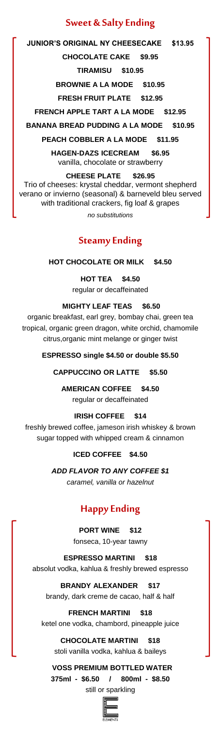## Sweet & Salty Ending

**JUNIOR'S ORIGINAL NY CHEESECAKE $13.95**

**CHOCOLATE CAKE $9.95**

**TIRAMISU $10.95**

**BROWNIE A LA MODE $10.95**

**FRESH FRUIT PLATE $12.95**

**FRENCH APPLE TART A LA MODE $12.95**

**BANANA BREAD PUDDING A LA MODE $10.95**

**PEACH COBBLER A LA MODE $11.95**

**HAGEN-DAZS ICECREAM $6.95**
vanilla, chocolate or strawberry

**CHEESE PLATE $26.95**
Trio of cheeses: krystal cheddar, vermont shepherd verano or invierno (seasonal) & barneveld bleu served with traditional crackers, fig loaf & grapes

*no substitutions*

## Steamy Ending

**HOT CHOCOLATE OR MILK $4.50**

**HOT TEA $4.50**
regular or decaffeinated

**MIGHTY LEAF TEAS $6.50**
organic breakfast, earl grey, bombay chai, green tea tropical, organic green dragon, white orchid, chamomile citrus,organic mint melange or ginger twist

**ESPRESSO single $4.50 or double $5.50**

**CAPPUCCINO OR LATTE $5.50**

**AMERICAN COFFEE $4.50**
regular or decaffeinated

**IRISH COFFEE $14**
freshly brewed coffee, jameson irish whiskey & brown sugar topped with whipped cream & cinnamon

**ICED COFFEE $4.50**

***ADD FLAVOR TO ANY COFFEE $1***
*caramel, vanilla or hazelnut*

## Happy Ending

**PORT WINE $12**
fonseca, 10-year tawny

**ESPRESSO MARTINI $18**
absolut vodka, kahlua & freshly brewed espresso

**BRANDY ALEXANDER $17**
brandy, dark creme de cacao, half & half

**FRENCH MARTINI $18**
ketel one vodka, chambord, pineapple juice

**CHOCOLATE MARTINI $18**
stoli vanilla vodka, kahlua & baileys

**VOSS PREMIUM BOTTLED WATER**
**375ml - $6.50 / 800ml - $8.50**
still or sparkling

ELEMENTS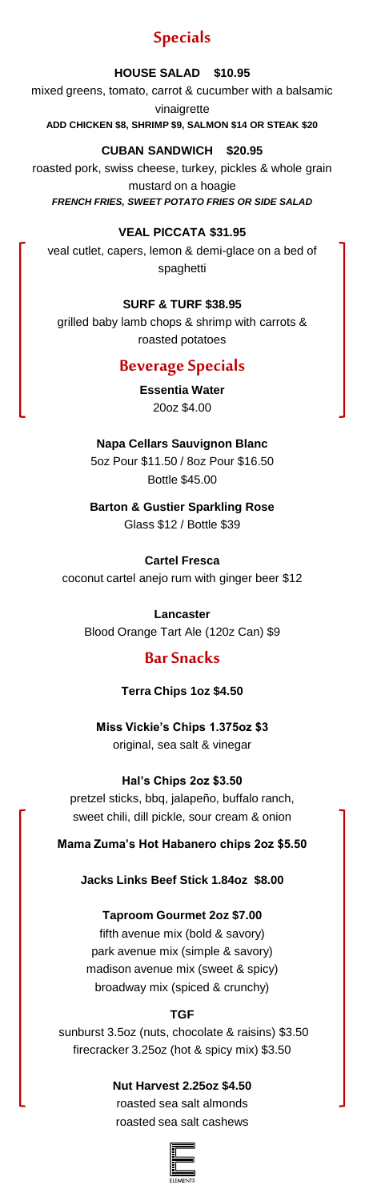## Specials

**HOUSE SALAD $10.95**

mixed greens, tomato, carrot & cucumber with a balsamic vinaigrette

**ADD CHICKEN $8, SHRIMP $9, SALMON $14 OR STEAK $20**

**CUBAN SANDWICH $20.95**

roasted pork, swiss cheese, turkey, pickles & whole grain mustard on a hoagie

***FRENCH FRIES, SWEET POTATO FRIES OR SIDE SALAD***

**VEAL PICCATA $31.95**

veal cutlet, capers, lemon & demi-glace on a bed of spaghetti

**SURF & TURF $38.95**

grilled baby lamb chops & shrimp with carrots & roasted potatoes

## Beverage Specials

**Essentia Water**

20oz $4.00

**Napa Cellars Sauvignon Blanc**

5oz Pour $11.50 / 8oz Pour $16.50

Bottle $45.00

**Barton & Gustier Sparkling Rose**

Glass $12 / Bottle $39

**Cartel Fresca**

coconut cartel anejo rum with ginger beer $12

**Lancaster**

Blood Orange Tart Ale (12oz Can) $9

## Bar Snacks

**Terra Chips 1oz $4.50**

**Miss Vickie's Chips 1.375oz $3**

original, sea salt & vinegar

**Hal's Chips 2oz $3.50**

pretzel sticks, bbq, jalapeño, buffalo ranch, sweet chili, dill pickle, sour cream & onion

**Mama Zuma's Hot Habanero chips 2oz $5.50**

**Jacks Links Beef Stick 1.84oz $8.00**

**Taproom Gourmet 2oz $7.00**

fifth avenue mix (bold & savory)

park avenue mix (simple & savory)

madison avenue mix (sweet & spicy)

broadway mix (spiced & crunchy)

**TGF**

sunburst 3.5oz (nuts, chocolate & raisins) $3.50

firecracker 3.25oz (hot & spicy mix) $3.50

**Nut Harvest 2.25oz $4.50**

roasted sea salt almonds

roasted sea salt cashews

ELEMENTS